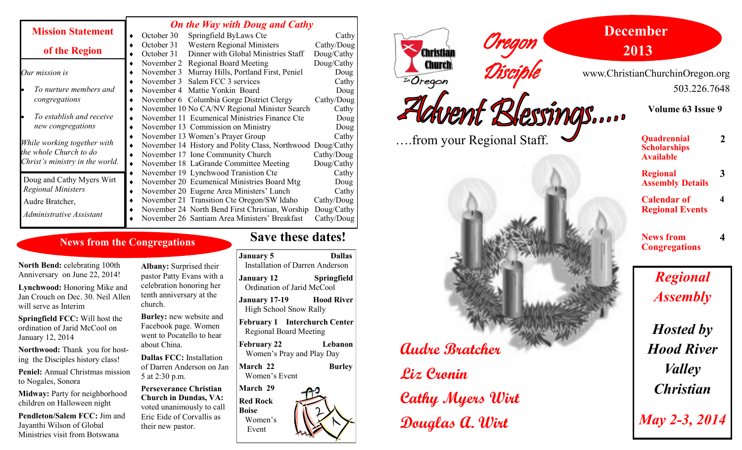## Mission Statement of the Region

*Our mission is*

- *To nurture members and congregations*
- *To establish and receive new congregations*

*While working together with the whole Church to do Christ's ministry in the world.*

Doug and Cathy Myers Wirt
*Regional Ministers*

Audre Bratcher,
*Administrative Assistant*

## *On the Way with Doug and Cathy*

| Date | Event | Who |
|---|---|---|
| October 30 | Springfield ByLaws Cte | Cathy |
| October 31 | Western Regional Ministers | Cathy/Doug |
| October 31 | Dinner with Global Ministries Staff | Doug/Cathy |
| November 2 | Regional Board Meeting | Doug/Cathy |
| November 3 | Murray Hills, Portland First, Peniel | Doug |
| November 3 | Salem FCC 3 services | Cathy |
| November 4 | Mattie Yonkin Board | Doug |
| November 6 | Columbia Gorge District Clergy | Cathy/Doug |
| November 10 | No CA/NV Regional Minister Search | Cathy |
| November 11 | Ecumenical Ministries Finance Cte | Doug |
| November 13 | Commission on Ministry | Doug |
| November 13 | Women's Prayer Group | Cathy |
| November 14 | History and Polity Class, Northwood | Doug/Cathy |
| November 17 | Ione Community Church | Cathy/Doug |
| November 18 | LaGrande Committee Meeting | Doug/Cathy |
| November 19 | Lynchwood Transition Cte | Cathy |
| November 20 | Ecumenical Ministries Board Mtg | Doug |
| November 20 | Eugene Area Ministers' Lunch | Cathy |
| November 21 | Transition Cte Oregon/SW Idaho | Cathy/Doug |
| November 24 | North Bend First Christian, Worship | Doug/Cathy |
| November 26 | Santiam Area Ministers' Breakfast | Cathy/Doug |

## News from the Congregations

**North Bend:** celebrating 100th Anniversary on June 22, 2014!

**Lynchwood:** Honoring Mike and Jan Crouch on Dec. 30. Neil Allen will serve as Interim

**Springfield FCC:** Will host the ordination of Jarid McCool on January 12, 2014

**Northwood:** Thank you for hosting the Disciples history class!

**Peniel:** Annual Christmas mission to Nogales, Sonora

**Midway:** Party for neighborhood children on Halloween night

**Pendleton/Salem FCC:** Jim and Jayanthi Wilson of Global Ministries visit from Botswana

**Albany:** Surprised their pastor Patty Evans with a celebration honoring her tenth anniversary at the church.

**Burley:** new website and Facebook page. Women went to Pocatello to hear about China.

**Dallas FCC:** Installation of Darren Anderson on Jan 5 at 2:30 p.m.

**Perseverance Christian Church in Dundas, VA:** voted unanimously to call Eric Eide of Corvallis as their new pastor.

## Save these dates!

**January 5** — **Dallas**
Installation of Darren Anderson

**January 12** — **Springfield**
Ordination of Jarid McCool

**January 17-19** — **Hood River**
High School Snow Rally

**February 1** — **Interchurch Center**
Regional Board Meeting

**February 22** — **Lebanon**
Women's Pray and Play Day

**March 22** — **Burley**
Women's Event

**March 29**
**Red Rock Boise**
Women's Event

# Oregon Disciple

Christian Church In Oregon

## December 2013

www.ChristianChurchinOregon.org
503.226.7648

**Volume 63 Issue 9**

# Advent Blessings….

….from your Regional Staff.

Audre Bratcher
Liz Cronin
Cathy Myers Wirt
Douglas A. Wirt

| | |
|---|---|
| **Quadrennial Scholarships Available** | **2** |
| **Regional Assembly Details** | **3** |
| **Calendar of Regional Events** | **4** |
| **News from Congregations** | **4** |

*Regional Assembly*

***Hosted by Hood River Valley Christian***

***May 2-3, 2014***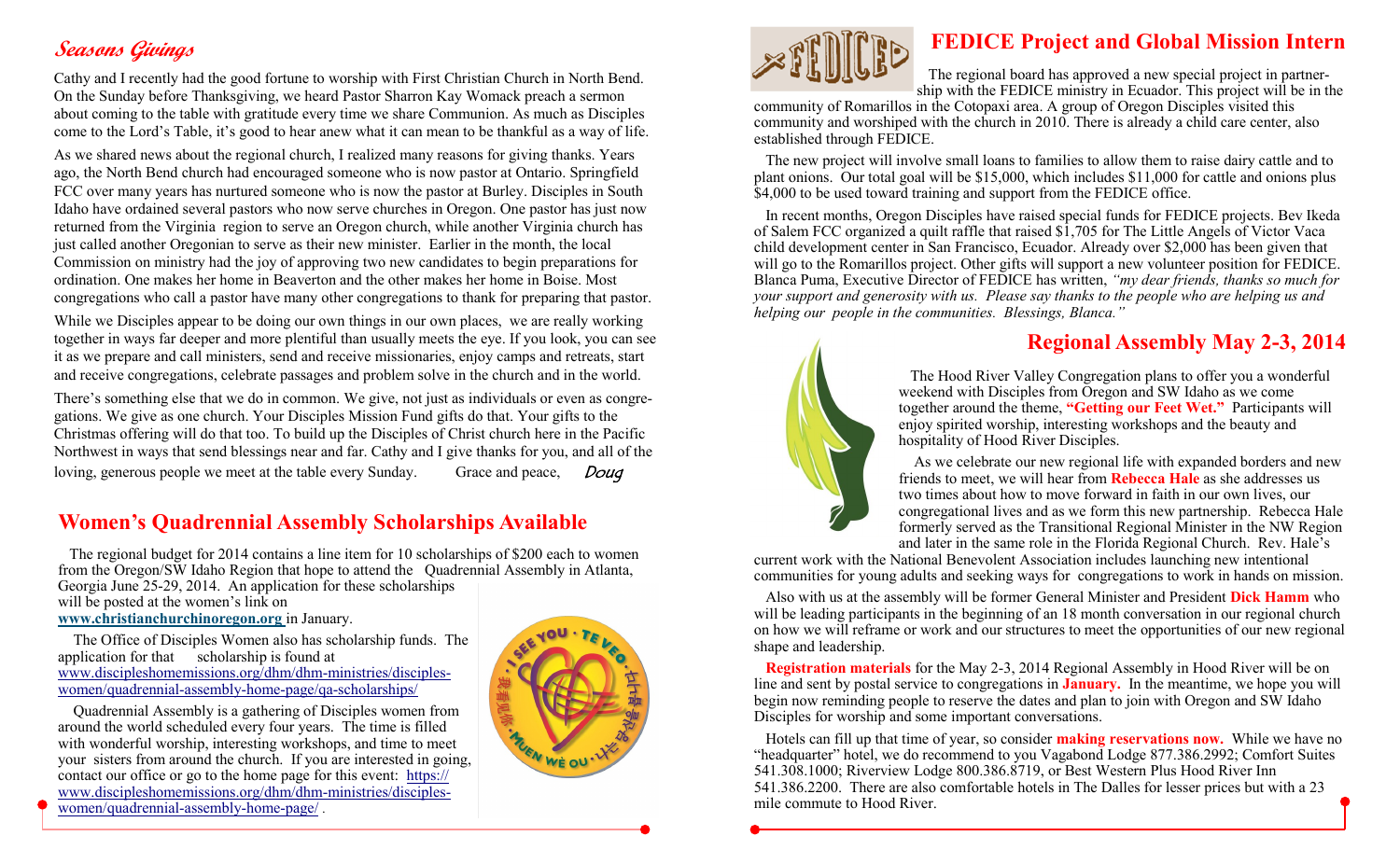## *Seasons Givings*

Cathy and I recently had the good fortune to worship with First Christian Church in North Bend. On the Sunday before Thanksgiving, we heard Pastor Sharron Kay Womack preach a sermon about coming to the table with gratitude every time we share Communion. As much as Disciples come to the Lord's Table, it's good to hear anew what it can mean to be thankful as a way of life.

As we shared news about the regional church, I realized many reasons for giving thanks. Years ago, the North Bend church had encouraged someone who is now pastor at Ontario. Springfield FCC over many years has nurtured someone who is now the pastor at Burley. Disciples in South Idaho have ordained several pastors who now serve churches in Oregon. One pastor has just now returned from the Virginia region to serve an Oregon church, while another Virginia church has just called another Oregonian to serve as their new minister. Earlier in the month, the local Commission on ministry had the joy of approving two new candidates to begin preparations for ordination. One makes her home in Beaverton and the other makes her home in Boise. Most congregations who call a pastor have many other congregations to thank for preparing that pastor.

While we Disciples appear to be doing our own things in our own places, we are really working together in ways far deeper and more plentiful than usually meets the eye. If you look, you can see it as we prepare and call ministers, send and receive missionaries, enjoy camps and retreats, start and receive congregations, celebrate passages and problem solve in the church and in the world.

There's something else that we do in common. We give, not just as individuals or even as congregations. We give as one church. Your Disciples Mission Fund gifts do that. Your gifts to the Christmas offering will do that too. To build up the Disciples of Christ church here in the Pacific Northwest in ways that send blessings near and far. Cathy and I give thanks for you, and all of the loving, generous people we meet at the table every Sunday.    Grace and peace,   *Doug*

## Women's Quadrennial Assembly Scholarships Available

The regional budget for 2014 contains a line item for 10 scholarships of $200 each to women from the Oregon/SW Idaho Region that hope to attend the Quadrennial Assembly in Atlanta, Georgia June 25-29, 2014. An application for these scholarships will be posted at the women's link on **www.christianchurchinoregon.org** in January.

The Office of Disciples Women also has scholarship funds. The application for that scholarship is found at www.discipleshomemissions.org/dhm/dhm-ministries/disciples-women/quadrennial-assembly-home-page/qa-scholarships/

Quadrennial Assembly is a gathering of Disciples women from around the world scheduled every four years. The time is filled with wonderful worship, interesting workshops, and time to meet your sisters from around the church. If you are interested in going, contact our office or go to the home page for this event: https://www.discipleshomemissions.org/dhm/dhm-ministries/disciples-women/quadrennial-assembly-home-page/ .

## FEDICE Project and Global Mission Intern

The regional board has approved a new special project in partnership with the FEDICE ministry in Ecuador. This project will be in the community of Romarillos in the Cotopaxi area. A group of Oregon Disciples visited this community and worshiped with the church in 2010. There is already a child care center, also established through FEDICE.

The new project will involve small loans to families to allow them to raise dairy cattle and to plant onions. Our total goal will be $15,000, which includes $11,000 for cattle and onions plus $4,000 to be used toward training and support from the FEDICE office.

In recent months, Oregon Disciples have raised special funds for FEDICE projects. Bev Ikeda of Salem FCC organized a quilt raffle that raised $1,705 for The Little Angels of Victor Vaca child development center in San Francisco, Ecuador. Already over $2,000 has been given that will go to the Romarillos project. Other gifts will support a new volunteer position for FEDICE. Blanca Puma, Executive Director of FEDICE has written, *"my dear friends, thanks so much for your support and generosity with us. Please say thanks to the people who are helping us and helping our people in the communities. Blessings, Blanca."*

## Regional Assembly May 2-3, 2014

The Hood River Valley Congregation plans to offer you a wonderful weekend with Disciples from Oregon and SW Idaho as we come together around the theme, **"Getting our Feet Wet."** Participants will enjoy spirited worship, interesting workshops and the beauty and hospitality of Hood River Disciples.

As we celebrate our new regional life with expanded borders and new friends to meet, we will hear from **Rebecca Hale** as she addresses us two times about how to move forward in faith in our own lives, our congregational lives and as we form this new partnership. Rebecca Hale formerly served as the Transitional Regional Minister in the NW Region and later in the same role in the Florida Regional Church. Rev. Hale's current work with the National Benevolent Association includes launching new intentional communities for young adults and seeking ways for congregations to work in hands on mission.

Also with us at the assembly will be former General Minister and President **Dick Hamm** who will be leading participants in the beginning of an 18 month conversation in our regional church on how we will reframe or work and our structures to meet the opportunities of our new regional shape and leadership.

**Registration materials** for the May 2-3, 2014 Regional Assembly in Hood River will be on line and sent by postal service to congregations in **January.** In the meantime, we hope you will begin now reminding people to reserve the dates and plan to join with Oregon and SW Idaho Disciples for worship and some important conversations.

Hotels can fill up that time of year, so consider **making reservations now.** While we have no "headquarter" hotel, we do recommend to you Vagabond Lodge 877.386.2992; Comfort Suites 541.308.1000; Riverview Lodge 800.386.8719, or Best Western Plus Hood River Inn 541.386.2200. There are also comfortable hotels in The Dalles for lesser prices but with a 23 mile commute to Hood River.